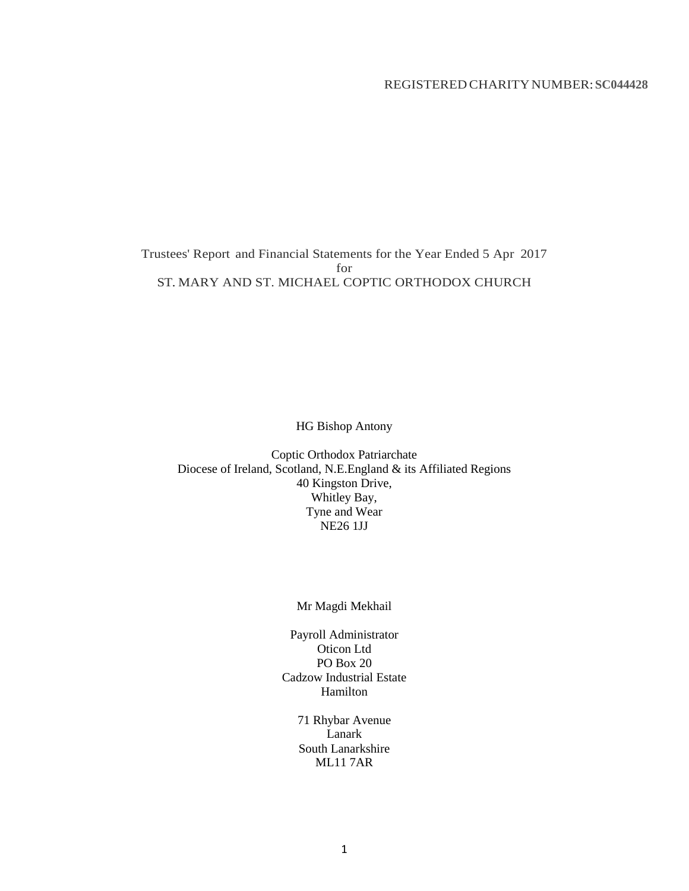REGISTERED CHARITY NUMBER: **SC044428**

# Trustees' Report and Financial Statements for the Year Ended 5 Apr 2017
for
ST. MARY AND ST. MICHAEL COPTIC ORTHODOX CHURCH

HG Bishop Antony

Coptic Orthodox Patriarchate
Diocese of Ireland, Scotland, N.E.England & its Affiliated Regions
40 Kingston Drive,
Whitley Bay,
Tyne and Wear
NE26 1JJ

Mr Magdi Mekhail

Payroll Administrator
Oticon Ltd
PO Box 20
Cadzow Industrial Estate
Hamilton

71 Rhybar Avenue
Lanark
South Lanarkshire
ML11 7AR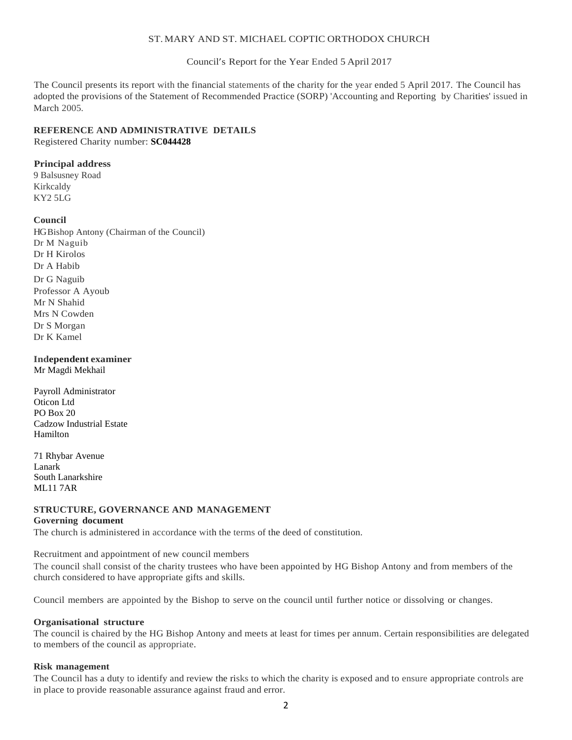ST. MARY AND ST. MICHAEL COPTIC ORTHODOX CHURCH

Council's Report for the Year Ended 5 April 2017

The Council presents its report with the financial statements of the charity for the year ended 5 April 2017. The Council has adopted the provisions of the Statement of Recommended Practice (SORP) 'Accounting and Reporting by Charities' issued in March 2005.

## REFERENCE AND ADMINISTRATIVE DETAILS

Registered Charity number: **SC044428**

**Principal address**

9 Balsusney Road
Kirkcaldy
KY2 5LG

**Council**

HG Bishop Antony (Chairman of the Council)
Dr M Naguib
Dr H Kirolos
Dr A Habib
Dr G Naguib
Professor A Ayoub
Mr N Shahid
Mrs N Cowden
Dr S Morgan
Dr K Kamel

**Independent examiner**

Mr Magdi Mekhail

Payroll Administrator
Oticon Ltd
PO Box 20
Cadzow Industrial Estate
Hamilton

71 Rhybar Avenue
Lanark
South Lanarkshire
ML11 7AR

## STRUCTURE, GOVERNANCE AND MANAGEMENT

**Governing document**

The church is administered in accordance with the terms of the deed of constitution.

Recruitment and appointment of new council members

The council shall consist of the charity trustees who have been appointed by HG Bishop Antony and from members of the church considered to have appropriate gifts and skills.

Council members are appointed by the Bishop to serve on the council until further notice or dissolving or changes.

**Organisational structure**

The council is chaired by the HG Bishop Antony and meets at least for times per annum. Certain responsibilities are delegated to members of the council as appropriate.

**Risk management**

The Council has a duty to identify and review the risks to which the charity is exposed and to ensure appropriate controls are in place to provide reasonable assurance against fraud and error.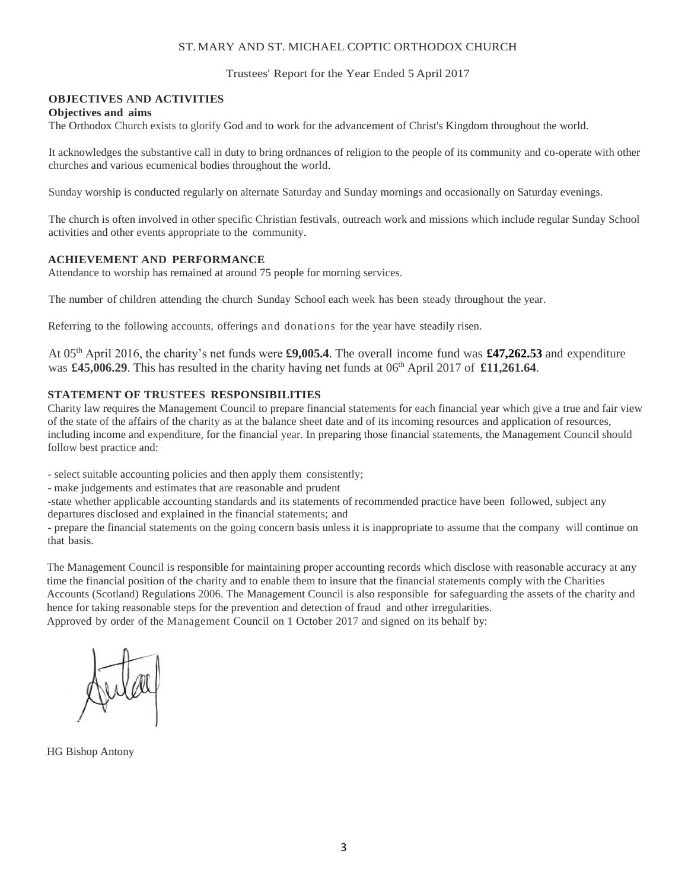ST. MARY AND ST. MICHAEL COPTIC ORTHODOX CHURCH

Trustees' Report for the Year Ended 5 April 2017

## OBJECTIVES AND ACTIVITIES

### Objectives and aims

The Orthodox Church exists to glorify God and to work for the advancement of Christ's Kingdom throughout the world.

It acknowledges the substantive call in duty to bring ordnances of religion to the people of its community and co-operate with other churches and various ecumenical bodies throughout the world.

Sunday worship is conducted regularly on alternate Saturday and Sunday mornings and occasionally on Saturday evenings.

The church is often involved in other specific Christian festivals, outreach work and missions which include regular Sunday School activities and other events appropriate to the community.

## ACHIEVEMENT AND PERFORMANCE

Attendance to worship has remained at around 75 people for morning services.

The number of children attending the church Sunday School each week has been steady throughout the year.

Referring to the following accounts, offerings and donations for the year have steadily risen.

At 05th April 2016, the charity's net funds were **£9,005.4**. The overall income fund was **£47,262.53** and expenditure was **£45,006.29**. This has resulted in the charity having net funds at 06th April 2017 of **£11,261.64**.

## STATEMENT OF TRUSTEES RESPONSIBILITIES

Charity law requires the Management Council to prepare financial statements for each financial year which give a true and fair view of the state of the affairs of the charity as at the balance sheet date and of its incoming resources and application of resources, including income and expenditure, for the financial year. In preparing those financial statements, the Management Council should follow best practice and:

- select suitable accounting policies and then apply them consistently;
- make judgements and estimates that are reasonable and prudent
- state whether applicable accounting standards and its statements of recommended practice have been followed, subject any departures disclosed and explained in the financial statements; and
- prepare the financial statements on the going concern basis unless it is inappropriate to assume that the company will continue on that basis.

The Management Council is responsible for maintaining proper accounting records which disclose with reasonable accuracy at any time the financial position of the charity and to enable them to insure that the financial statements comply with the Charities Accounts (Scotland) Regulations 2006. The Management Council is also responsible for safeguarding the assets of the charity and hence for taking reasonable steps for the prevention and detection of fraud and other irregularities.

Approved by order of the Management Council on 1 October 2017 and signed on its behalf by:

HG Bishop Antony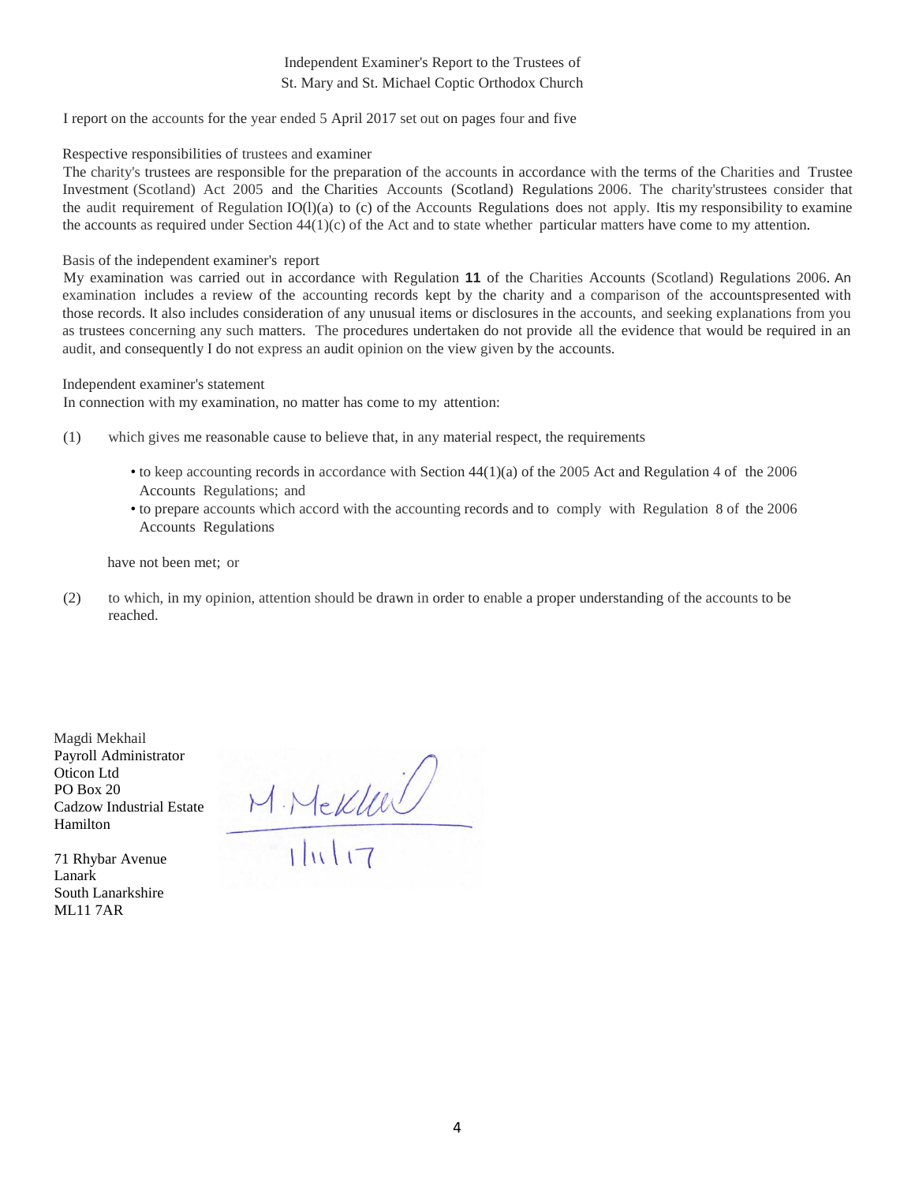# Independent Examiner's Report to the Trustees of St. Mary and St. Michael Coptic Orthodox Church

I report on the accounts for the year ended 5 April 2017 set out on pages four and five

## Respective responsibilities of trustees and examiner

The charity's trustees are responsible for the preparation of the accounts in accordance with the terms of the Charities and Trustee Investment (Scotland) Act 2005 and the Charities Accounts (Scotland) Regulations 2006. The charity'strustees consider that the audit requirement of Regulation IO(l)(a) to (c) of the Accounts Regulations does not apply. Itis my responsibility to examine the accounts as required under Section 44(1)(c) of the Act and to state whether particular matters have come to my attention.

## Basis of the independent examiner's report

My examination was carried out in accordance with Regulation **11** of the Charities Accounts (Scotland) Regulations 2006. An examination includes a review of the accounting records kept by the charity and a comparison of the accountspresented with those records. It also includes consideration of any unusual items or disclosures in the accounts, and seeking explanations from you as trustees concerning any such matters. The procedures undertaken do not provide all the evidence that would be required in an audit, and consequently I do not express an audit opinion on the view given by the accounts.

## Independent examiner's statement

In connection with my examination, no matter has come to my attention:

(1) which gives me reasonable cause to believe that, in any material respect, the requirements

- to keep accounting records in accordance with Section 44(1)(a) of the 2005 Act and Regulation 4 of the 2006 Accounts Regulations; and
- to prepare accounts which accord with the accounting records and to comply with Regulation 8 of the 2006 Accounts Regulations

have not been met; or

(2) to which, in my opinion, attention should be drawn in order to enable a proper understanding of the accounts to be reached.

Magdi Mekhail
Payroll Administrator
Oticon Ltd
PO Box 20
Cadzow Industrial Estate
Hamilton

71 Rhybar Avenue
Lanark
South Lanarkshire
ML11 7AR

M. Mekhail
1/11/17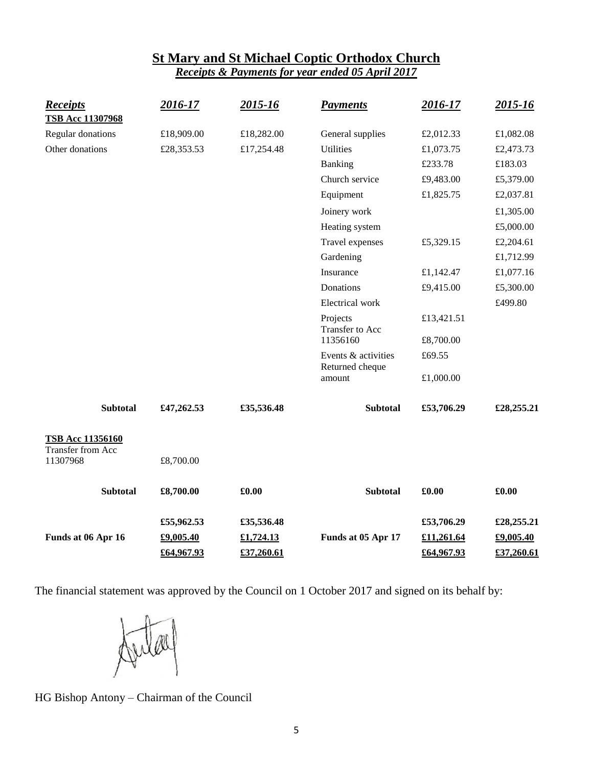# St Mary and St Michael Coptic Orthodox Church

***Receipts & Payments for year ended 05 April 2017***

| ***Receipts*** | ***2016-17*** | ***2015-16*** | ***Payments*** | ***2016-17*** | ***2015-16*** |
|---|---|---|---|---|---|
| **TSB Acc 11307968** | | | | | |
| Regular donations | £18,909.00 | £18,282.00 | General supplies | £2,012.33 | £1,082.08 |
| Other donations | £28,353.53 | £17,254.48 | Utilities | £1,073.75 | £2,473.73 |
| | | | Banking | £233.78 | £183.03 |
| | | | Church service | £9,483.00 | £5,379.00 |
| | | | Equipment | £1,825.75 | £2,037.81 |
| | | | Joinery work | | £1,305.00 |
| | | | Heating system | | £5,000.00 |
| | | | Travel expenses | £5,329.15 | £2,204.61 |
| | | | Gardening | | £1,712.99 |
| | | | Insurance | £1,142.47 | £1,077.16 |
| | | | Donations | £9,415.00 | £5,300.00 |
| | | | Electrical work | | £499.80 |
| | | | Projects | £13,421.51 | |
| | | | Transfer to Acc 11356160 | £8,700.00 | |
| | | | Events & activities | £69.55 | |
| | | | Returned cheque amount | £1,000.00 | |
| **Subtotal** | **£47,262.53** | **£35,536.48** | **Subtotal** | **£53,706.29** | **£28,255.21** |
| **TSB Acc 11356160** | | | | | |
| Transfer from Acc 11307968 | £8,700.00 | | | | |
| **Subtotal** | **£8,700.00** | **£0.00** | **Subtotal** | **£0.00** | **£0.00** |
| | **£55,962.53** | **£35,536.48** | | **£53,706.29** | **£28,255.21** |
| **Funds at 06 Apr 16** | **£9,005.40** | **£1,724.13** | **Funds at 05 Apr 17** | **£11,261.64** | **£9,005.40** |
| | **£64,967.93** | **£37,260.61** | | **£64,967.93** | **£37,260.61** |

The financial statement was approved by the Council on 1 October 2017 and signed on its behalf by:

HG Bishop Antony – Chairman of the Council